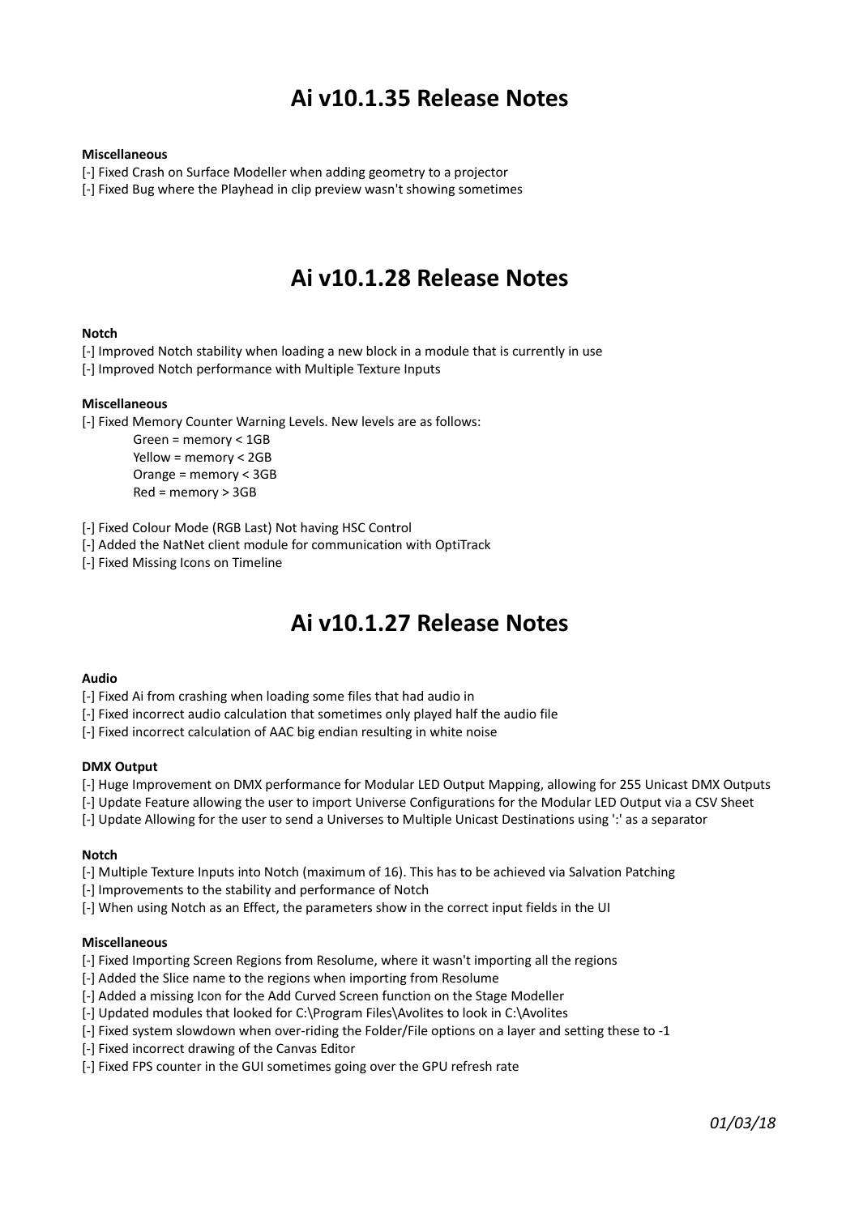# Ai v10.1.35 Release Notes

**Miscellaneous**

[-] Fixed Crash on Surface Modeller when adding geometry to a projector
[-] Fixed Bug where the Playhead in clip preview wasn't showing sometimes

# Ai v10.1.28 Release Notes

**Notch**

[-] Improved Notch stability when loading a new block in a module that is currently in use
[-] Improved Notch performance with Multiple Texture Inputs

**Miscellaneous**

[-] Fixed Memory Counter Warning Levels. New levels are as follows:
    Green = memory < 1GB
    Yellow = memory < 2GB
    Orange = memory < 3GB
    Red = memory > 3GB

[-] Fixed Colour Mode (RGB Last) Not having HSC Control
[-] Added the NatNet client module for communication with OptiTrack
[-] Fixed Missing Icons on Timeline

# Ai v10.1.27 Release Notes

**Audio**

[-] Fixed Ai from crashing when loading some files that had audio in
[-] Fixed incorrect audio calculation that sometimes only played half the audio file
[-] Fixed incorrect calculation of AAC big endian resulting in white noise

**DMX Output**

[-] Huge Improvement on DMX performance for Modular LED Output Mapping, allowing for 255 Unicast DMX Outputs
[-] Update Feature allowing the user to import Universe Configurations for the Modular LED Output via a CSV Sheet
[-] Update Allowing for the user to send a Universes to Multiple Unicast Destinations using ':' as a separator

**Notch**

[-] Multiple Texture Inputs into Notch (maximum of 16). This has to be achieved via Salvation Patching
[-] Improvements to the stability and performance of Notch
[-] When using Notch as an Effect, the parameters show in the correct input fields in the UI

**Miscellaneous**

[-] Fixed Importing Screen Regions from Resolume, where it wasn't importing all the regions
[-] Added the Slice name to the regions when importing from Resolume
[-] Added a missing Icon for the Add Curved Screen function on the Stage Modeller
[-] Updated modules that looked for C:\Program Files\Avolites to look in C:\Avolites
[-] Fixed system slowdown when over-riding the Folder/File options on a layer and setting these to -1
[-] Fixed incorrect drawing of the Canvas Editor
[-] Fixed FPS counter in the GUI sometimes going over the GPU refresh rate

*01/03/18*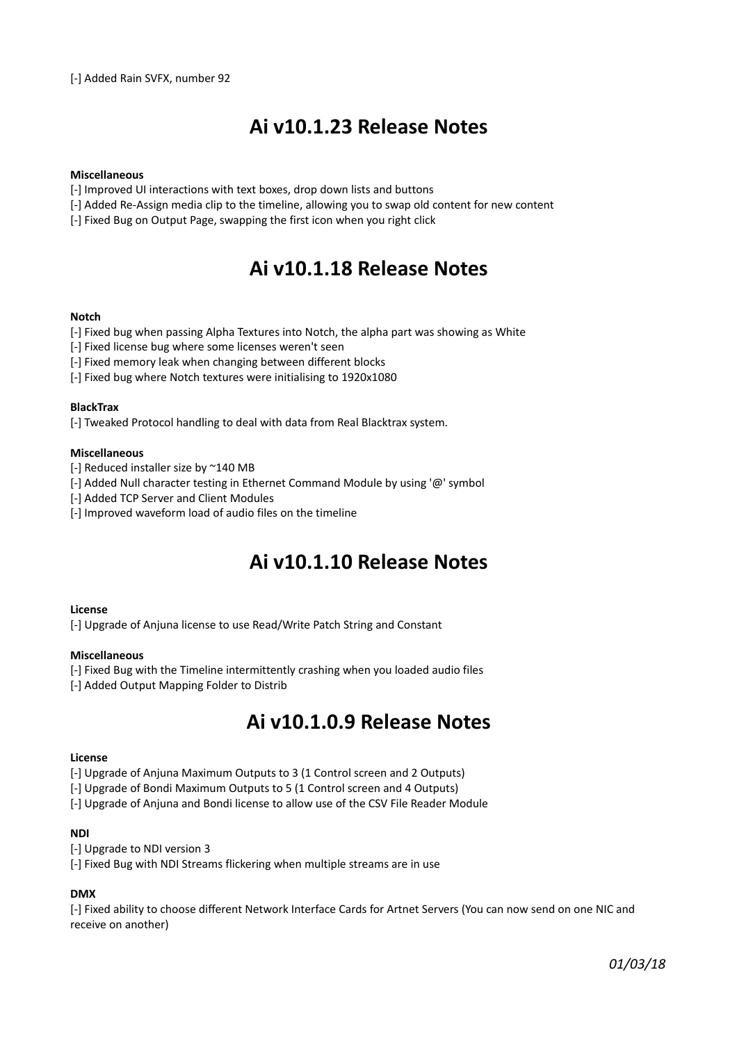[-] Added Rain SVFX, number 92

# Ai v10.1.23 Release Notes

**Miscellaneous**

[-] Improved UI interactions with text boxes, drop down lists and buttons
[-] Added Re-Assign media clip to the timeline, allowing you to swap old content for new content
[-] Fixed Bug on Output Page, swapping the first icon when you right click

# Ai v10.1.18 Release Notes

**Notch**

[-] Fixed bug when passing Alpha Textures into Notch, the alpha part was showing as White
[-] Fixed license bug where some licenses weren't seen
[-] Fixed memory leak when changing between different blocks
[-] Fixed bug where Notch textures were initialising to 1920x1080

**BlackTrax**

[-] Tweaked Protocol handling to deal with data from Real Blacktrax system.

**Miscellaneous**

[-] Reduced installer size by ~140 MB
[-] Added Null character testing in Ethernet Command Module by using '@' symbol
[-] Added TCP Server and Client Modules
[-] Improved waveform load of audio files on the timeline

# Ai v10.1.10 Release Notes

**License**

[-] Upgrade of Anjuna license to use Read/Write Patch String and Constant

**Miscellaneous**

[-] Fixed Bug with the Timeline intermittently crashing when you loaded audio files
[-] Added Output Mapping Folder to Distrib

# Ai v10.1.0.9 Release Notes

**License**

[-] Upgrade of Anjuna Maximum Outputs to 3 (1 Control screen and 2 Outputs)
[-] Upgrade of Bondi Maximum Outputs to 5 (1 Control screen and 4 Outputs)
[-] Upgrade of Anjuna and Bondi license to allow use of the CSV File Reader Module

**NDI**

[-] Upgrade to NDI version 3
[-] Fixed Bug with NDI Streams flickering when multiple streams are in use

**DMX**

[-] Fixed ability to choose different Network Interface Cards for Artnet Servers (You can now send on one NIC and receive on another)

*01/03/18*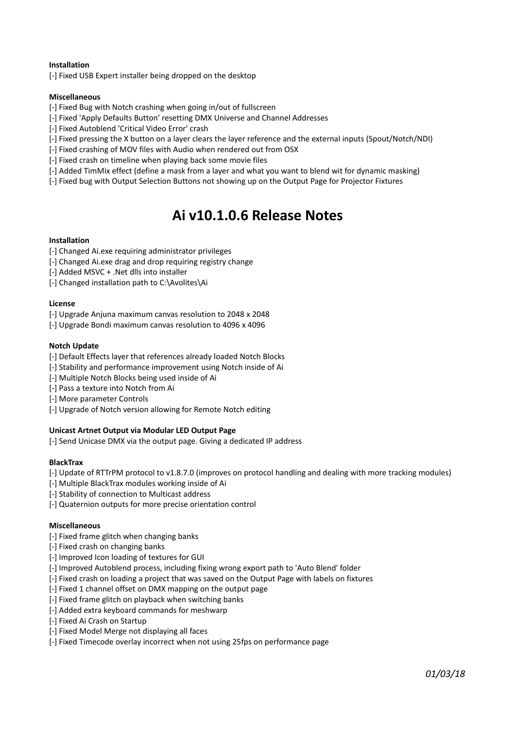**Installation**

[-] Fixed USB Expert installer being dropped on the desktop

**Miscellaneous**

[-] Fixed Bug with Notch crashing when going in/out of fullscreen
[-] Fixed 'Apply Defaults Button' resetting DMX Universe and Channel Addresses
[-] Fixed Autoblend 'Critical Video Error' crash
[-] Fixed pressing the X button on a layer clears the layer reference and the external inputs (Spout/Notch/NDI)
[-] Fixed crashing of MOV files with Audio when rendered out from OSX
[-] Fixed crash on timeline when playing back some movie files
[-] Added TimMix effect (define a mask from a layer and what you want to blend wit for dynamic masking)
[-] Fixed bug with Output Selection Buttons not showing up on the Output Page for Projector Fixtures

# Ai v10.1.0.6 Release Notes

**Installation**

[-] Changed Ai.exe requiring administrator privileges
[-] Changed Ai.exe drag and drop requiring registry change
[-] Added MSVC + .Net dlls into installer
[-] Changed installation path to C:\Avolites\Ai

**License**

[-] Upgrade Anjuna maximum canvas resolution to 2048 x 2048
[-] Upgrade Bondi maximum canvas resolution to 4096 x 4096

**Notch Update**

[-] Default Effects layer that references already loaded Notch Blocks
[-] Stability and performance improvement using Notch inside of Ai
[-] Multiple Notch Blocks being used inside of Ai
[-] Pass a texture into Notch from Ai
[-] More parameter Controls
[-] Upgrade of Notch version allowing for Remote Notch editing

**Unicast Artnet Output via Modular LED Output Page**

[-] Send Unicase DMX via the output page. Giving a dedicated IP address

**BlackTrax**

[-] Update of RTTrPM protocol to v1.8.7.0 (improves on protocol handling and dealing with more tracking modules)
[-] Multiple BlackTrax modules working inside of Ai
[-] Stability of connection to Multicast address
[-] Quaternion outputs for more precise orientation control

**Miscellaneous**

[-] Fixed frame glitch when changing banks
[-] Fixed crash on changing banks
[-] Improved Icon loading of textures for GUI
[-] Improved Autoblend process, including fixing wrong export path to 'Auto Blend' folder
[-] Fixed crash on loading a project that was saved on the Output Page with labels on fixtures
[-] Fixed 1 channel offset on DMX mapping on the output page
[-] Fixed frame glitch on playback when switching banks
[-] Added extra keyboard commands for meshwarp
[-] Fixed Ai Crash on Startup
[-] Fixed Model Merge not displaying all faces
[-] Fixed Timecode overlay incorrect when not using 25fps on performance page

*01/03/18*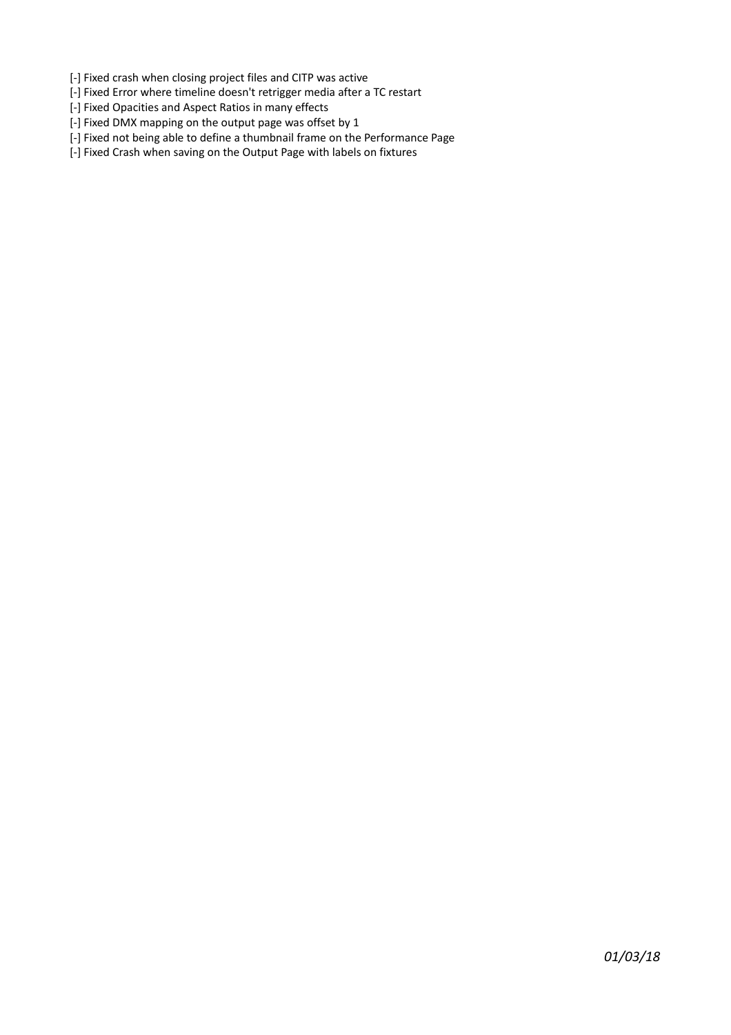[-] Fixed crash when closing project files and CITP was active
[-] Fixed Error where timeline doesn't retrigger media after a TC restart
[-] Fixed Opacities and Aspect Ratios in many effects
[-] Fixed DMX mapping on the output page was offset by 1
[-] Fixed not being able to define a thumbnail frame on the Performance Page
[-] Fixed Crash when saving on the Output Page with labels on fixtures

*01/03/18*